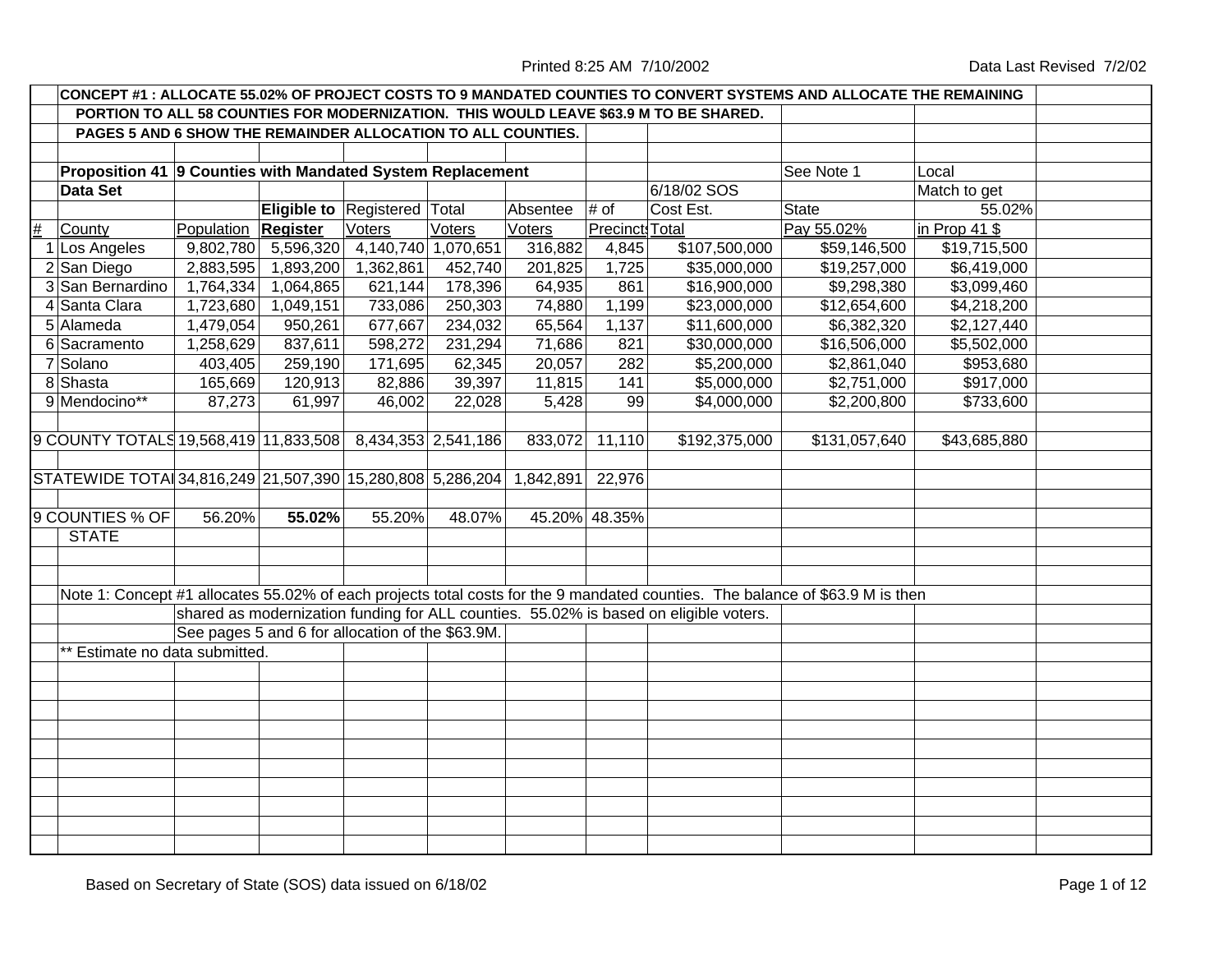**CONCEPT #1 : ALLOCATE 55.02% OF PROJECT COSTS TO 9 MANDATED COUNTIES TO CONVERT SYSTEMS AND ALLOCATE THE REMAINING PORTION TO ALL 58 COUNTIES FOR MODERNIZATION. THIS WOULD LEAVE $63.9 M TO BE SHARED.**

**PAGES 5 AND 6 SHOW THE REMAINDER ALLOCATION TO ALL COUNTIES.**

**Proposition 41 Data Set** — **9 Counties with Mandated System Replacement**

| # | County | Population | Eligible to Register | Registered Voters | Total Voters | Absentee Voters | # of Precincts | 6/18/02 SOS Cost Est. Total | See Note 1 State Pay 55.02% | Local Match to get 55.02% in Prop 41 $ |
|---|---|---|---|---|---|---|---|---|---|---|
| 1 | Los Angeles | 9,802,780 | 5,596,320 | 4,140,740 | 1,070,651 | 316,882 | 4,845 | $107,500,000 | $59,146,500 | $19,715,500 |
| 2 | San Diego | 2,883,595 | 1,893,200 | 1,362,861 | 452,740 | 201,825 | 1,725 | $35,000,000 | $19,257,000 | $6,419,000 |
| 3 | San Bernardino | 1,764,334 | 1,064,865 | 621,144 | 178,396 | 64,935 | 861 | $16,900,000 | $9,298,380 | $3,099,460 |
| 4 | Santa Clara | 1,723,680 | 1,049,151 | 733,086 | 250,303 | 74,880 | 1,199 | $23,000,000 | $12,654,600 | $4,218,200 |
| 5 | Alameda | 1,479,054 | 950,261 | 677,667 | 234,032 | 65,564 | 1,137 | $11,600,000 | $6,382,320 | $2,127,440 |
| 6 | Sacramento | 1,258,629 | 837,611 | 598,272 | 231,294 | 71,686 | 821 | $30,000,000 | $16,506,000 | $5,502,000 |
| 7 | Solano | 403,405 | 259,190 | 171,695 | 62,345 | 20,057 | 282 | $5,200,000 | $2,861,040 | $953,680 |
| 8 | Shasta | 165,669 | 120,913 | 82,886 | 39,397 | 11,815 | 141 | $5,000,000 | $2,751,000 | $917,000 |
| 9 | Mendocino** | 87,273 | 61,997 | 46,002 | 22,028 | 5,428 | 99 | $4,000,000 | $2,200,800 | $733,600 |
| | 9 COUNTY TOTALS | 19,568,419 | 11,833,508 | 8,434,353 | 2,541,186 | 833,072 | 11,110 | $192,375,000 | $131,057,640 | $43,685,880 |
| | STATEWIDE TOTAL | 34,816,249 | 21,507,390 | 15,280,808 | 5,286,204 | 1,842,891 | 22,976 | | | |
| | 9 COUNTIES % OF STATE | 56.20% | **55.02%** | 55.20% | 48.07% | 45.20% | 48.35% | | | |

Note 1: Concept #1 allocates 55.02% of each projects total costs for the 9 mandated counties. The balance of $63.9 M is then shared as modernization funding for ALL counties. 55.02% is based on eligible voters. See pages 5 and 6 for allocation of the $63.9M.

** Estimate no data submitted.

Based on Secretary of State (SOS) data issued on 6/18/02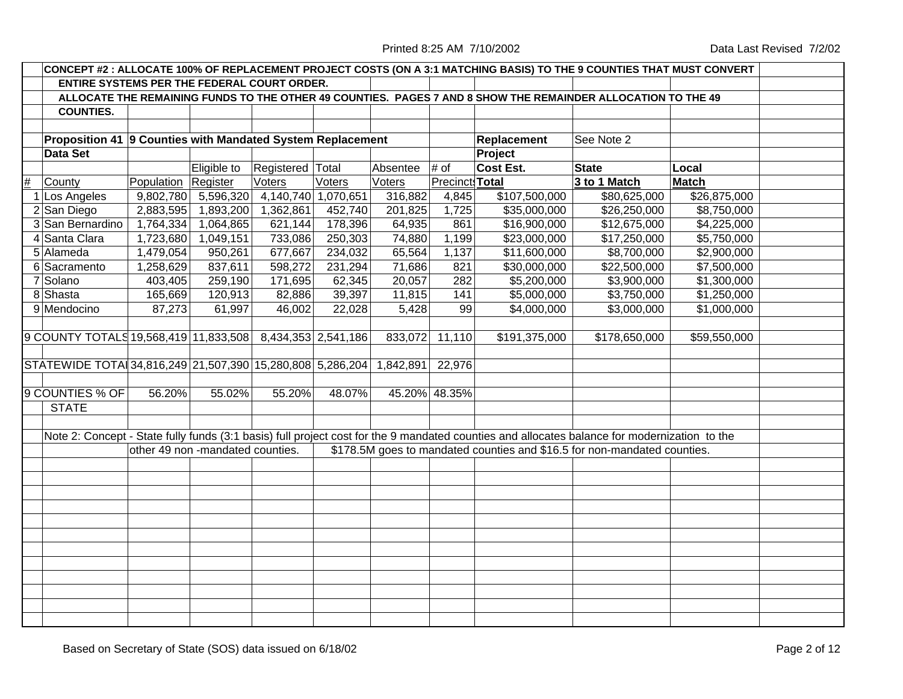**CONCEPT #2 : ALLOCATE 100% OF REPLACEMENT PROJECT COSTS (ON A 3:1 MATCHING BASIS) TO THE 9 COUNTIES THAT MUST CONVERT ENTIRE SYSTEMS PER THE FEDERAL COURT ORDER.**

**ALLOCATE THE REMAINING FUNDS TO THE OTHER 49 COUNTIES. PAGES 7 AND 8 SHOW THE REMAINDER ALLOCATION TO THE 49 COUNTIES.**

| | **Proposition 41 Data Set** | **9 Counties with Mandated System Replacement** | | | | | | **Replacement Project** | See Note 2 | |
|---|---|---|---|---|---|---|---|---|---|---|
| # | County | Population | Eligible to Register | Registered Voters | Total Voters | Absentee Voters | # of Precincts | **Cost Est. Total** | **State 3 to 1 Match** | **Local Match** |
| 1 | Los Angeles | 9,802,780 | 5,596,320 | 4,140,740 | 1,070,651 | 316,882 | 4,845 | $107,500,000 | $80,625,000 | $26,875,000 |
| 2 | San Diego | 2,883,595 | 1,893,200 | 1,362,861 | 452,740 | 201,825 | 1,725 | $35,000,000 | $26,250,000 | $8,750,000 |
| 3 | San Bernardino | 1,764,334 | 1,064,865 | 621,144 | 178,396 | 64,935 | 861 | $16,900,000 | $12,675,000 | $4,225,000 |
| 4 | Santa Clara | 1,723,680 | 1,049,151 | 733,086 | 250,303 | 74,880 | 1,199 | $23,000,000 | $17,250,000 | $5,750,000 |
| 5 | Alameda | 1,479,054 | 950,261 | 677,667 | 234,032 | 65,564 | 1,137 | $11,600,000 | $8,700,000 | $2,900,000 |
| 6 | Sacramento | 1,258,629 | 837,611 | 598,272 | 231,294 | 71,686 | 821 | $30,000,000 | $22,500,000 | $7,500,000 |
| 7 | Solano | 403,405 | 259,190 | 171,695 | 62,345 | 20,057 | 282 | $5,200,000 | $3,900,000 | $1,300,000 |
| 8 | Shasta | 165,669 | 120,913 | 82,886 | 39,397 | 11,815 | 141 | $5,000,000 | $3,750,000 | $1,250,000 |
| 9 | Mendocino | 87,273 | 61,997 | 46,002 | 22,028 | 5,428 | 99 | $4,000,000 | $3,000,000 | $1,000,000 |
| | | | | | | | | | | |
| 9 COUNTY TOTALS | | 19,568,419 | 11,833,508 | 8,434,353 | 2,541,186 | 833,072 | 11,110 | $191,375,000 | $178,650,000 | $59,550,000 |
| | | | | | | | | | | |
| STATEWIDE TOTAL | | 34,816,249 | 21,507,390 | 15,280,808 | 5,286,204 | 1,842,891 | 22,976 | | | |
| | | | | | | | | | | |
| 9 COUNTIES % OF STATE | | 56.20% | 55.02% | 55.20% | 48.07% | 45.20% | 48.35% | | | |

Note 2: Concept - State fully funds (3:1 basis) full project cost for the 9 mandated counties and allocates balance for modernization to the other 49 non -mandated counties. $178.5M goes to mandated counties and $16.5 for non-mandated counties.

Based on Secretary of State (SOS) data issued on 6/18/02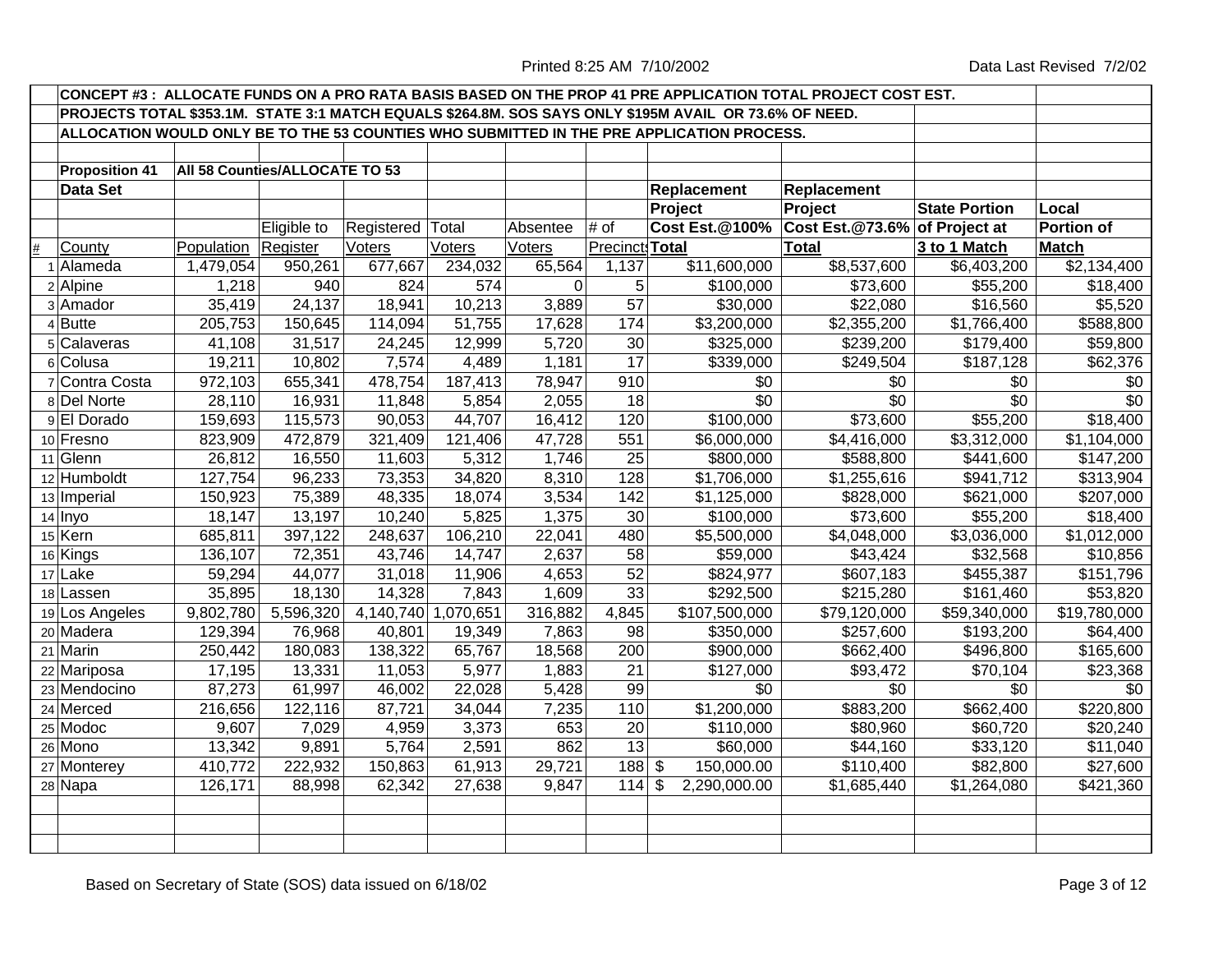Printed 8:25 AM 7/10/2002 Data Last Revised 7/2/02

**CONCEPT #3 : ALLOCATE FUNDS ON A PRO RATA BASIS BASED ON THE PROP 41 PRE APPLICATION TOTAL PROJECT COST EST.**

**PROJECTS TOTAL $353.1M. STATE 3:1 MATCH EQUALS $264.8M. SOS SAYS ONLY $195M AVAIL OR 73.6% OF NEED.**

**ALLOCATION WOULD ONLY BE TO THE 53 COUNTIES WHO SUBMITTED IN THE PRE APPLICATION PROCESS.**

| | **Proposition 41 Data Set** | **All 58 Counties/ALLOCATE TO 53** | | | | | | **Replacement Project Cost Est.@100% Total** | **Replacement Project Cost Est.@73.6% Total** | **State Portion of Project at 3 to 1 Match** | **Local Portion of Match** |
|---|---|---|---|---|---|---|---|---|---|---|---|
| # | County | Population | Eligible to Register | Registered Voters | Total Voters | Absentee Voters | # of Precincts | | | | |
| 1 | Alameda | 1,479,054 | 950,261 | 677,667 | 234,032 | 65,564 | 1,137 | $11,600,000 | $8,537,600 | $6,403,200 | $2,134,400 |
| 2 | Alpine | 1,218 | 940 | 824 | 574 | 0 | 5 | $100,000 | $73,600 | $55,200 | $18,400 |
| 3 | Amador | 35,419 | 24,137 | 18,941 | 10,213 | 3,889 | 57 | $30,000 | $22,080 | $16,560 | $5,520 |
| 4 | Butte | 205,753 | 150,645 | 114,094 | 51,755 | 17,628 | 174 | $3,200,000 | $2,355,200 | $1,766,400 | $588,800 |
| 5 | Calaveras | 41,108 | 31,517 | 24,245 | 12,999 | 5,720 | 30 | $325,000 | $239,200 | $179,400 | $59,800 |
| 6 | Colusa | 19,211 | 10,802 | 7,574 | 4,489 | 1,181 | 17 | $339,000 | $249,504 | $187,128 | $62,376 |
| 7 | Contra Costa | 972,103 | 655,341 | 478,754 | 187,413 | 78,947 | 910 | $0 | $0 | $0 | $0 |
| 8 | Del Norte | 28,110 | 16,931 | 11,848 | 5,854 | 2,055 | 18 | $0 | $0 | $0 | $0 |
| 9 | El Dorado | 159,693 | 115,573 | 90,053 | 44,707 | 16,412 | 120 | $100,000 | $73,600 | $55,200 | $18,400 |
| 10 | Fresno | 823,909 | 472,879 | 321,409 | 121,406 | 47,728 | 551 | $6,000,000 | $4,416,000 | $3,312,000 | $1,104,000 |
| 11 | Glenn | 26,812 | 16,550 | 11,603 | 5,312 | 1,746 | 25 | $800,000 | $588,800 | $441,600 | $147,200 |
| 12 | Humboldt | 127,754 | 96,233 | 73,353 | 34,820 | 8,310 | 128 | $1,706,000 | $1,255,616 | $941,712 | $313,904 |
| 13 | Imperial | 150,923 | 75,389 | 48,335 | 18,074 | 3,534 | 142 | $1,125,000 | $828,000 | $621,000 | $207,000 |
| 14 | Inyo | 18,147 | 13,197 | 10,240 | 5,825 | 1,375 | 30 | $100,000 | $73,600 | $55,200 | $18,400 |
| 15 | Kern | 685,811 | 397,122 | 248,637 | 106,210 | 22,041 | 480 | $5,500,000 | $4,048,000 | $3,036,000 | $1,012,000 |
| 16 | Kings | 136,107 | 72,351 | 43,746 | 14,747 | 2,637 | 58 | $59,000 | $43,424 | $32,568 | $10,856 |
| 17 | Lake | 59,294 | 44,077 | 31,018 | 11,906 | 4,653 | 52 | $824,977 | $607,183 | $455,387 | $151,796 |
| 18 | Lassen | 35,895 | 18,130 | 14,328 | 7,843 | 1,609 | 33 | $292,500 | $215,280 | $161,460 | $53,820 |
| 19 | Los Angeles | 9,802,780 | 5,596,320 | 4,140,740 | 1,070,651 | 316,882 | 4,845 | $107,500,000 | $79,120,000 | $59,340,000 | $19,780,000 |
| 20 | Madera | 129,394 | 76,968 | 40,801 | 19,349 | 7,863 | 98 | $350,000 | $257,600 | $193,200 | $64,400 |
| 21 | Marin | 250,442 | 180,083 | 138,322 | 65,767 | 18,568 | 200 | $900,000 | $662,400 | $496,800 | $165,600 |
| 22 | Mariposa | 17,195 | 13,331 | 11,053 | 5,977 | 1,883 | 21 | $127,000 | $93,472 | $70,104 | $23,368 |
| 23 | Mendocino | 87,273 | 61,997 | 46,002 | 22,028 | 5,428 | 99 | $0 | $0 | $0 | $0 |
| 24 | Merced | 216,656 | 122,116 | 87,721 | 34,044 | 7,235 | 110 | $1,200,000 | $883,200 | $662,400 | $220,800 |
| 25 | Modoc | 9,607 | 7,029 | 4,959 | 3,373 | 653 | 20 | $110,000 | $80,960 | $60,720 | $20,240 |
| 26 | Mono | 13,342 | 9,891 | 5,764 | 2,591 | 862 | 13 | $60,000 | $44,160 | $33,120 | $11,040 |
| 27 | Monterey | 410,772 | 222,932 | 150,863 | 61,913 | 29,721 | 188 | $ 150,000.00 | $110,400 | $82,800 | $27,600 |
| 28 | Napa | 126,171 | 88,998 | 62,342 | 27,638 | 9,847 | 114 | $ 2,290,000.00 | $1,685,440 | $1,264,080 | $421,360 |

Based on Secretary of State (SOS) data issued on 6/18/02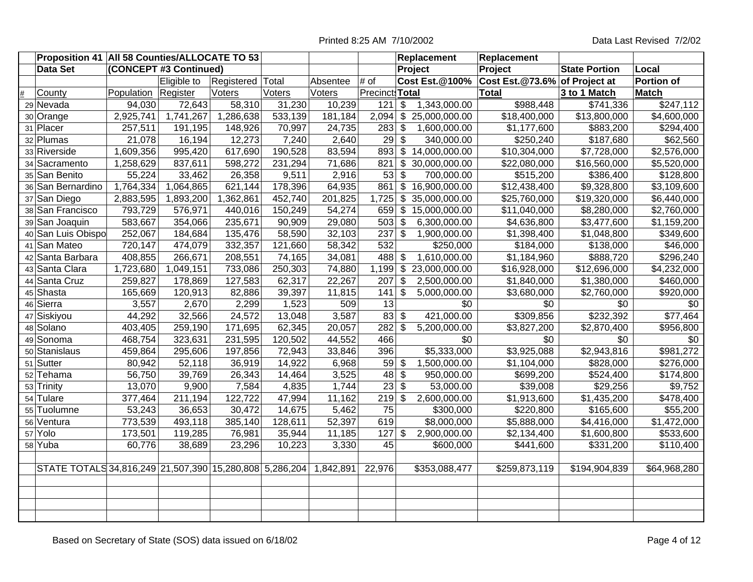| # | Proposition 41 Data Set / County | All 58 Counties/ALLOCATE TO 53 (CONCEPT #3 Continued) Population | Eligible to Register | Registered Voters | Total Voters | Absentee Voters | # of Precincts | Replacement Project Cost Est.@100% Total | Replacement Project Cost Est.@73.6% Total | State Portion of Project at 3 to 1 Match | Local Portion of Match |
|---|---|---|---|---|---|---|---|---|---|---|---|
| 29 | Nevada | 94,030 | 72,643 | 58,310 | 31,230 | 10,239 | 121 | $ 1,343,000.00 | $988,448 | $741,336 | $247,112 |
| 30 | Orange | 2,925,741 | 1,741,267 | 1,286,638 | 533,139 | 181,184 | 2,094 | $ 25,000,000.00 | $18,400,000 | $13,800,000 | $4,600,000 |
| 31 | Placer | 257,511 | 191,195 | 148,926 | 70,997 | 24,735 | 283 | $ 1,600,000.00 | $1,177,600 | $883,200 | $294,400 |
| 32 | Plumas | 21,078 | 16,194 | 12,273 | 7,240 | 2,640 | 29 | $ 340,000.00 | $250,240 | $187,680 | $62,560 |
| 33 | Riverside | 1,609,356 | 995,420 | 617,690 | 190,528 | 83,594 | 893 | $ 14,000,000.00 | $10,304,000 | $7,728,000 | $2,576,000 |
| 34 | Sacramento | 1,258,629 | 837,611 | 598,272 | 231,294 | 71,686 | 821 | $ 30,000,000.00 | $22,080,000 | $16,560,000 | $5,520,000 |
| 35 | San Benito | 55,224 | 33,462 | 26,358 | 9,511 | 2,916 | 53 | $ 700,000.00 | $515,200 | $386,400 | $128,800 |
| 36 | San Bernardino | 1,764,334 | 1,064,865 | 621,144 | 178,396 | 64,935 | 861 | $ 16,900,000.00 | $12,438,400 | $9,328,800 | $3,109,600 |
| 37 | San Diego | 2,883,595 | 1,893,200 | 1,362,861 | 452,740 | 201,825 | 1,725 | $ 35,000,000.00 | $25,760,000 | $19,320,000 | $6,440,000 |
| 38 | San Francisco | 793,729 | 576,971 | 440,016 | 150,249 | 54,274 | 659 | $ 15,000,000.00 | $11,040,000 | $8,280,000 | $2,760,000 |
| 39 | San Joaquin | 583,667 | 354,066 | 235,671 | 90,909 | 29,080 | 503 | $ 6,300,000.00 | $4,636,800 | $3,477,600 | $1,159,200 |
| 40 | San Luis Obispo | 252,067 | 184,684 | 135,476 | 58,590 | 32,103 | 237 | $ 1,900,000.00 | $1,398,400 | $1,048,800 | $349,600 |
| 41 | San Mateo | 720,147 | 474,079 | 332,357 | 121,660 | 58,342 | 532 | $250,000 | $184,000 | $138,000 | $46,000 |
| 42 | Santa Barbara | 408,855 | 266,671 | 208,551 | 74,165 | 34,081 | 488 | $ 1,610,000.00 | $1,184,960 | $888,720 | $296,240 |
| 43 | Santa Clara | 1,723,680 | 1,049,151 | 733,086 | 250,303 | 74,880 | 1,199 | $ 23,000,000.00 | $16,928,000 | $12,696,000 | $4,232,000 |
| 44 | Santa Cruz | 259,827 | 178,869 | 127,583 | 62,317 | 22,267 | 207 | $ 2,500,000.00 | $1,840,000 | $1,380,000 | $460,000 |
| 45 | Shasta | 165,669 | 120,913 | 82,886 | 39,397 | 11,815 | 141 | $ 5,000,000.00 | $3,680,000 | $2,760,000 | $920,000 |
| 46 | Sierra | 3,557 | 2,670 | 2,299 | 1,523 | 509 | 13 | $0 | $0 | $0 | $0 |
| 47 | Siskiyou | 44,292 | 32,566 | 24,572 | 13,048 | 3,587 | 83 | $ 421,000.00 | $309,856 | $232,392 | $77,464 |
| 48 | Solano | 403,405 | 259,190 | 171,695 | 62,345 | 20,057 | 282 | $ 5,200,000.00 | $3,827,200 | $2,870,400 | $956,800 |
| 49 | Sonoma | 468,754 | 323,631 | 231,595 | 120,502 | 44,552 | 466 | $0 | $0 | $0 | $0 |
| 50 | Stanislaus | 459,864 | 295,606 | 197,856 | 72,943 | 33,846 | 396 | $5,333,000 | $3,925,088 | $2,943,816 | $981,272 |
| 51 | Sutter | 80,942 | 52,118 | 36,919 | 14,922 | 6,968 | 59 | $ 1,500,000.00 | $1,104,000 | $828,000 | $276,000 |
| 52 | Tehama | 56,750 | 39,769 | 26,343 | 14,464 | 3,525 | 48 | $ 950,000.00 | $699,200 | $524,400 | $174,800 |
| 53 | Trinity | 13,070 | 9,900 | 7,584 | 4,835 | 1,744 | 23 | $ 53,000.00 | $39,008 | $29,256 | $9,752 |
| 54 | Tulare | 377,464 | 211,194 | 122,722 | 47,994 | 11,162 | 219 | $ 2,600,000.00 | $1,913,600 | $1,435,200 | $478,400 |
| 55 | Tuolumne | 53,243 | 36,653 | 30,472 | 14,675 | 5,462 | 75 | $300,000 | $220,800 | $165,600 | $55,200 |
| 56 | Ventura | 773,539 | 493,118 | 385,140 | 128,611 | 52,397 | 619 | $8,000,000 | $5,888,000 | $4,416,000 | $1,472,000 |
| 57 | Yolo | 173,501 | 119,285 | 76,981 | 35,944 | 11,185 | 127 | $ 2,900,000.00 | $2,134,400 | $1,600,800 | $533,600 |
| 58 | Yuba | 60,776 | 38,689 | 23,296 | 10,223 | 3,330 | 45 | $600,000 | $441,600 | $331,200 | $110,400 |
| | | | | | | | | | | | |
| | STATE TOTALS | 34,816,249 | 21,507,390 | 15,280,808 | 5,286,204 | 1,842,891 | 22,976 | $353,088,477 | $259,873,119 | $194,904,839 | $64,968,280 |

Based on Secretary of State (SOS) data issued on 6/18/02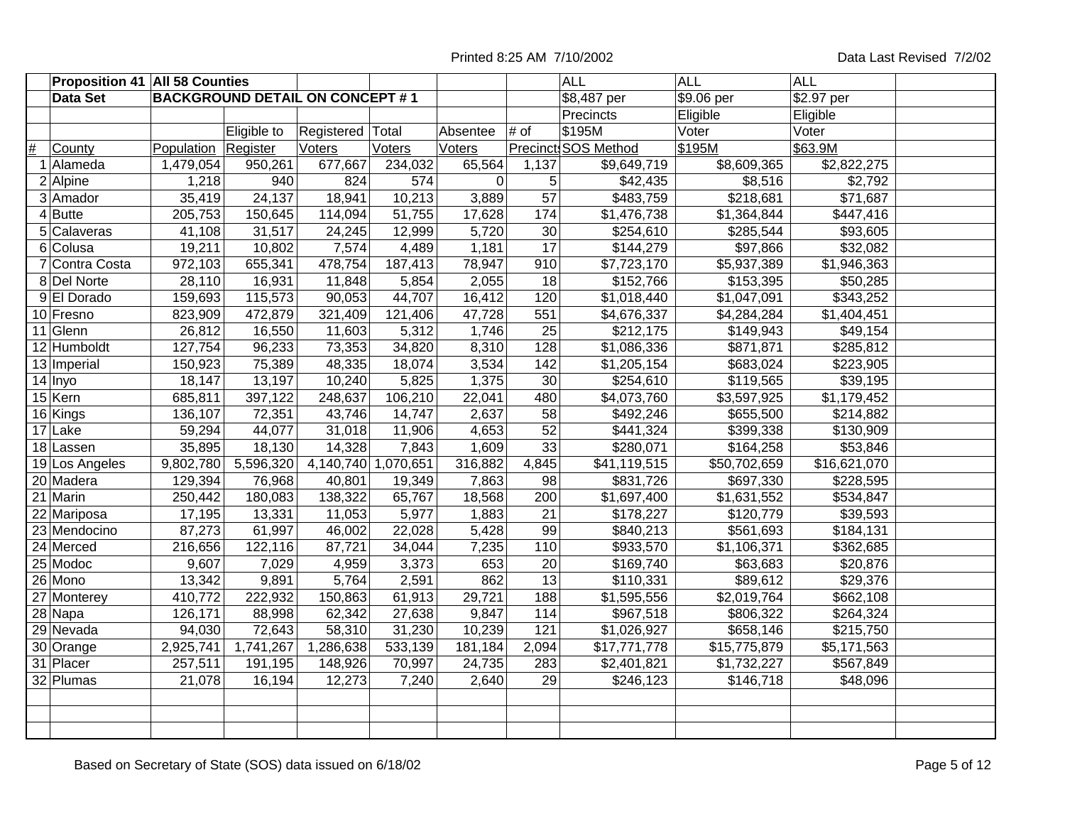Printed 8:25 AM 7/10/2002 Data Last Revised 7/2/02

| | Proposition 41 | All 58 Counties | | | | | | ALL | ALL | ALL | |
|---|---|---|---|---|---|---|---|---|---|---|---|
| | Data Set | BACKGROUND DETAIL ON CONCEPT # 1 | | | | | | $8,487 per | $9.06 per | $2.97 per | |
| | | | | | | | | Precincts | Eligible | Eligible | |
| | | | Eligible to | Registered | Total | Absentee | # of | $195M | Voter | Voter | |
| # | County | Population | Register | Voters | Voters | Voters | Precincts | SOS Method | $195M | $63.9M | |
| 1 | Alameda | 1,479,054 | 950,261 | 677,667 | 234,032 | 65,564 | 1,137 | $9,649,719 | $8,609,365 | $2,822,275 | |
| 2 | Alpine | 1,218 | 940 | 824 | 574 | 0 | 5 | $42,435 | $8,516 | $2,792 | |
| 3 | Amador | 35,419 | 24,137 | 18,941 | 10,213 | 3,889 | 57 | $483,759 | $218,681 | $71,687 | |
| 4 | Butte | 205,753 | 150,645 | 114,094 | 51,755 | 17,628 | 174 | $1,476,738 | $1,364,844 | $447,416 | |
| 5 | Calaveras | 41,108 | 31,517 | 24,245 | 12,999 | 5,720 | 30 | $254,610 | $285,544 | $93,605 | |
| 6 | Colusa | 19,211 | 10,802 | 7,574 | 4,489 | 1,181 | 17 | $144,279 | $97,866 | $32,082 | |
| 7 | Contra Costa | 972,103 | 655,341 | 478,754 | 187,413 | 78,947 | 910 | $7,723,170 | $5,937,389 | $1,946,363 | |
| 8 | Del Norte | 28,110 | 16,931 | 11,848 | 5,854 | 2,055 | 18 | $152,766 | $153,395 | $50,285 | |
| 9 | El Dorado | 159,693 | 115,573 | 90,053 | 44,707 | 16,412 | 120 | $1,018,440 | $1,047,091 | $343,252 | |
| 10 | Fresno | 823,909 | 472,879 | 321,409 | 121,406 | 47,728 | 551 | $4,676,337 | $4,284,284 | $1,404,451 | |
| 11 | Glenn | 26,812 | 16,550 | 11,603 | 5,312 | 1,746 | 25 | $212,175 | $149,943 | $49,154 | |
| 12 | Humboldt | 127,754 | 96,233 | 73,353 | 34,820 | 8,310 | 128 | $1,086,336 | $871,871 | $285,812 | |
| 13 | Imperial | 150,923 | 75,389 | 48,335 | 18,074 | 3,534 | 142 | $1,205,154 | $683,024 | $223,905 | |
| 14 | Inyo | 18,147 | 13,197 | 10,240 | 5,825 | 1,375 | 30 | $254,610 | $119,565 | $39,195 | |
| 15 | Kern | 685,811 | 397,122 | 248,637 | 106,210 | 22,041 | 480 | $4,073,760 | $3,597,925 | $1,179,452 | |
| 16 | Kings | 136,107 | 72,351 | 43,746 | 14,747 | 2,637 | 58 | $492,246 | $655,500 | $214,882 | |
| 17 | Lake | 59,294 | 44,077 | 31,018 | 11,906 | 4,653 | 52 | $441,324 | $399,338 | $130,909 | |
| 18 | Lassen | 35,895 | 18,130 | 14,328 | 7,843 | 1,609 | 33 | $280,071 | $164,258 | $53,846 | |
| 19 | Los Angeles | 9,802,780 | 5,596,320 | 4,140,740 | 1,070,651 | 316,882 | 4,845 | $41,119,515 | $50,702,659 | $16,621,070 | |
| 20 | Madera | 129,394 | 76,968 | 40,801 | 19,349 | 7,863 | 98 | $831,726 | $697,330 | $228,595 | |
| 21 | Marin | 250,442 | 180,083 | 138,322 | 65,767 | 18,568 | 200 | $1,697,400 | $1,631,552 | $534,847 | |
| 22 | Mariposa | 17,195 | 13,331 | 11,053 | 5,977 | 1,883 | 21 | $178,227 | $120,779 | $39,593 | |
| 23 | Mendocino | 87,273 | 61,997 | 46,002 | 22,028 | 5,428 | 99 | $840,213 | $561,693 | $184,131 | |
| 24 | Merced | 216,656 | 122,116 | 87,721 | 34,044 | 7,235 | 110 | $933,570 | $1,106,371 | $362,685 | |
| 25 | Modoc | 9,607 | 7,029 | 4,959 | 3,373 | 653 | 20 | $169,740 | $63,683 | $20,876 | |
| 26 | Mono | 13,342 | 9,891 | 5,764 | 2,591 | 862 | 13 | $110,331 | $89,612 | $29,376 | |
| 27 | Monterey | 410,772 | 222,932 | 150,863 | 61,913 | 29,721 | 188 | $1,595,556 | $2,019,764 | $662,108 | |
| 28 | Napa | 126,171 | 88,998 | 62,342 | 27,638 | 9,847 | 114 | $967,518 | $806,322 | $264,324 | |
| 29 | Nevada | 94,030 | 72,643 | 58,310 | 31,230 | 10,239 | 121 | $1,026,927 | $658,146 | $215,750 | |
| 30 | Orange | 2,925,741 | 1,741,267 | 1,286,638 | 533,139 | 181,184 | 2,094 | $17,771,778 | $15,775,879 | $5,171,563 | |
| 31 | Placer | 257,511 | 191,195 | 148,926 | 70,997 | 24,735 | 283 | $2,401,821 | $1,732,227 | $567,849 | |
| 32 | Plumas | 21,078 | 16,194 | 12,273 | 7,240 | 2,640 | 29 | $246,123 | $146,718 | $48,096 | |

Based on Secretary of State (SOS) data issued on 6/18/02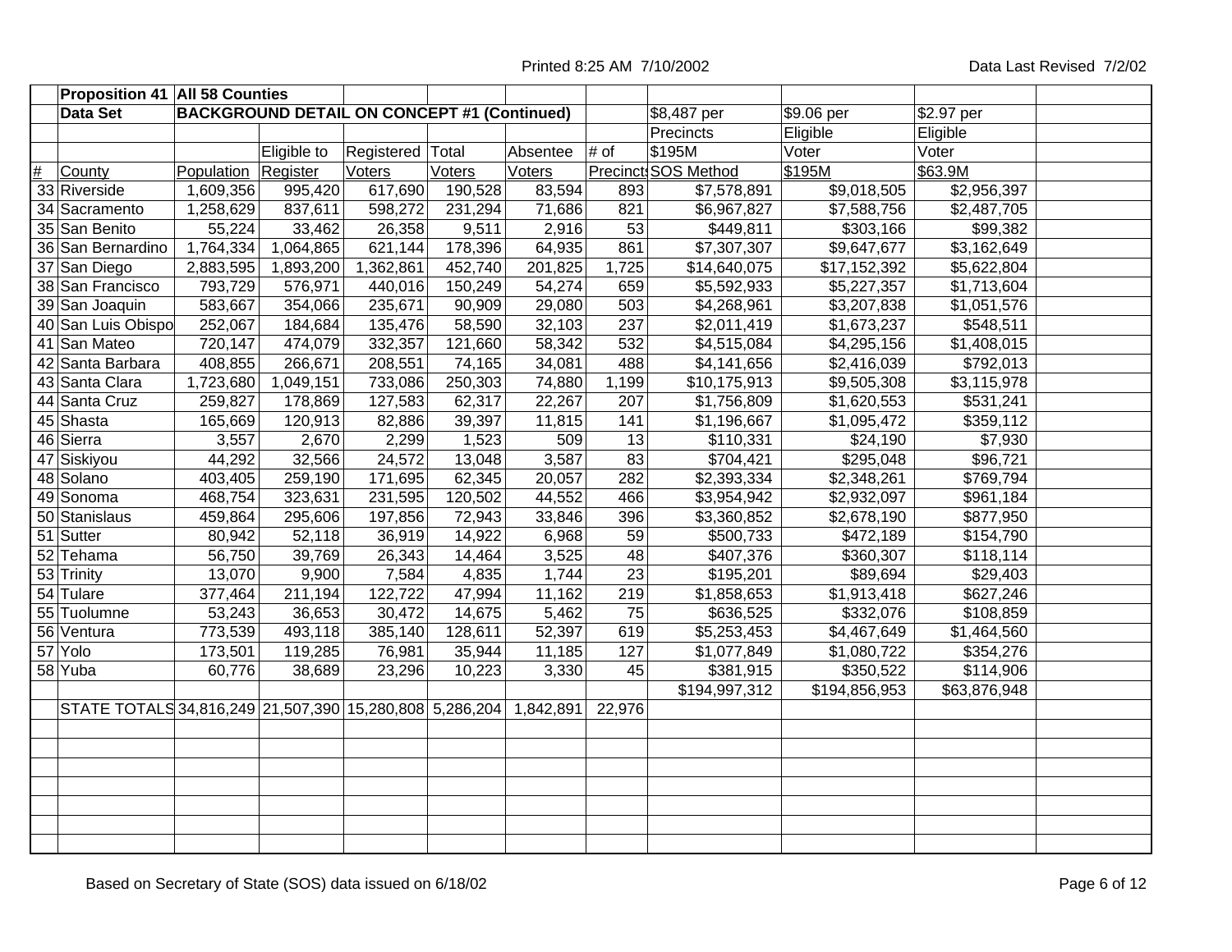| | Proposition 41 | All 58 Counties | | | | | | | | | |
|---|---|---|---|---|---|---|---|---|---|---|---|
| | Data Set | BACKGROUND DETAIL ON CONCEPT #1 (Continued) | | | | | | $8,487 per | $9.06 per | $2.97 per | |
| | | | | | | | | Precincts | Eligible | Eligible | |
| | | | Eligible to | Registered | Total | Absentee | # of | $195M | Voter | Voter | |
| # | County | Population | Register | Voters | Voters | Voters | Precincts | SOS Method | $195M | $63.9M | |
| 33 | Riverside | 1,609,356 | 995,420 | 617,690 | 190,528 | 83,594 | 893 | $7,578,891 | $9,018,505 | $2,956,397 | |
| 34 | Sacramento | 1,258,629 | 837,611 | 598,272 | 231,294 | 71,686 | 821 | $6,967,827 | $7,588,756 | $2,487,705 | |
| 35 | San Benito | 55,224 | 33,462 | 26,358 | 9,511 | 2,916 | 53 | $449,811 | $303,166 | $99,382 | |
| 36 | San Bernardino | 1,764,334 | 1,064,865 | 621,144 | 178,396 | 64,935 | 861 | $7,307,307 | $9,647,677 | $3,162,649 | |
| 37 | San Diego | 2,883,595 | 1,893,200 | 1,362,861 | 452,740 | 201,825 | 1,725 | $14,640,075 | $17,152,392 | $5,622,804 | |
| 38 | San Francisco | 793,729 | 576,971 | 440,016 | 150,249 | 54,274 | 659 | $5,592,933 | $5,227,357 | $1,713,604 | |
| 39 | San Joaquin | 583,667 | 354,066 | 235,671 | 90,909 | 29,080 | 503 | $4,268,961 | $3,207,838 | $1,051,576 | |
| 40 | San Luis Obispo | 252,067 | 184,684 | 135,476 | 58,590 | 32,103 | 237 | $2,011,419 | $1,673,237 | $548,511 | |
| 41 | San Mateo | 720,147 | 474,079 | 332,357 | 121,660 | 58,342 | 532 | $4,515,084 | $4,295,156 | $1,408,015 | |
| 42 | Santa Barbara | 408,855 | 266,671 | 208,551 | 74,165 | 34,081 | 488 | $4,141,656 | $2,416,039 | $792,013 | |
| 43 | Santa Clara | 1,723,680 | 1,049,151 | 733,086 | 250,303 | 74,880 | 1,199 | $10,175,913 | $9,505,308 | $3,115,978 | |
| 44 | Santa Cruz | 259,827 | 178,869 | 127,583 | 62,317 | 22,267 | 207 | $1,756,809 | $1,620,553 | $531,241 | |
| 45 | Shasta | 165,669 | 120,913 | 82,886 | 39,397 | 11,815 | 141 | $1,196,667 | $1,095,472 | $359,112 | |
| 46 | Sierra | 3,557 | 2,670 | 2,299 | 1,523 | 509 | 13 | $110,331 | $24,190 | $7,930 | |
| 47 | Siskiyou | 44,292 | 32,566 | 24,572 | 13,048 | 3,587 | 83 | $704,421 | $295,048 | $96,721 | |
| 48 | Solano | 403,405 | 259,190 | 171,695 | 62,345 | 20,057 | 282 | $2,393,334 | $2,348,261 | $769,794 | |
| 49 | Sonoma | 468,754 | 323,631 | 231,595 | 120,502 | 44,552 | 466 | $3,954,942 | $2,932,097 | $961,184 | |
| 50 | Stanislaus | 459,864 | 295,606 | 197,856 | 72,943 | 33,846 | 396 | $3,360,852 | $2,678,190 | $877,950 | |
| 51 | Sutter | 80,942 | 52,118 | 36,919 | 14,922 | 6,968 | 59 | $500,733 | $472,189 | $154,790 | |
| 52 | Tehama | 56,750 | 39,769 | 26,343 | 14,464 | 3,525 | 48 | $407,376 | $360,307 | $118,114 | |
| 53 | Trinity | 13,070 | 9,900 | 7,584 | 4,835 | 1,744 | 23 | $195,201 | $89,694 | $29,403 | |
| 54 | Tulare | 377,464 | 211,194 | 122,722 | 47,994 | 11,162 | 219 | $1,858,653 | $1,913,418 | $627,246 | |
| 55 | Tuolumne | 53,243 | 36,653 | 30,472 | 14,675 | 5,462 | 75 | $636,525 | $332,076 | $108,859 | |
| 56 | Ventura | 773,539 | 493,118 | 385,140 | 128,611 | 52,397 | 619 | $5,253,453 | $4,467,649 | $1,464,560 | |
| 57 | Yolo | 173,501 | 119,285 | 76,981 | 35,944 | 11,185 | 127 | $1,077,849 | $1,080,722 | $354,276 | |
| 58 | Yuba | 60,776 | 38,689 | 23,296 | 10,223 | 3,330 | 45 | $381,915 | $350,522 | $114,906 | |
| | | | | | | | | $194,997,312 | $194,856,953 | $63,876,948 | |
| | STATE TOTALS | 34,816,249 | 21,507,390 | 15,280,808 | 5,286,204 | 1,842,891 | 22,976 | | | | |

Based on Secretary of State (SOS) data issued on 6/18/02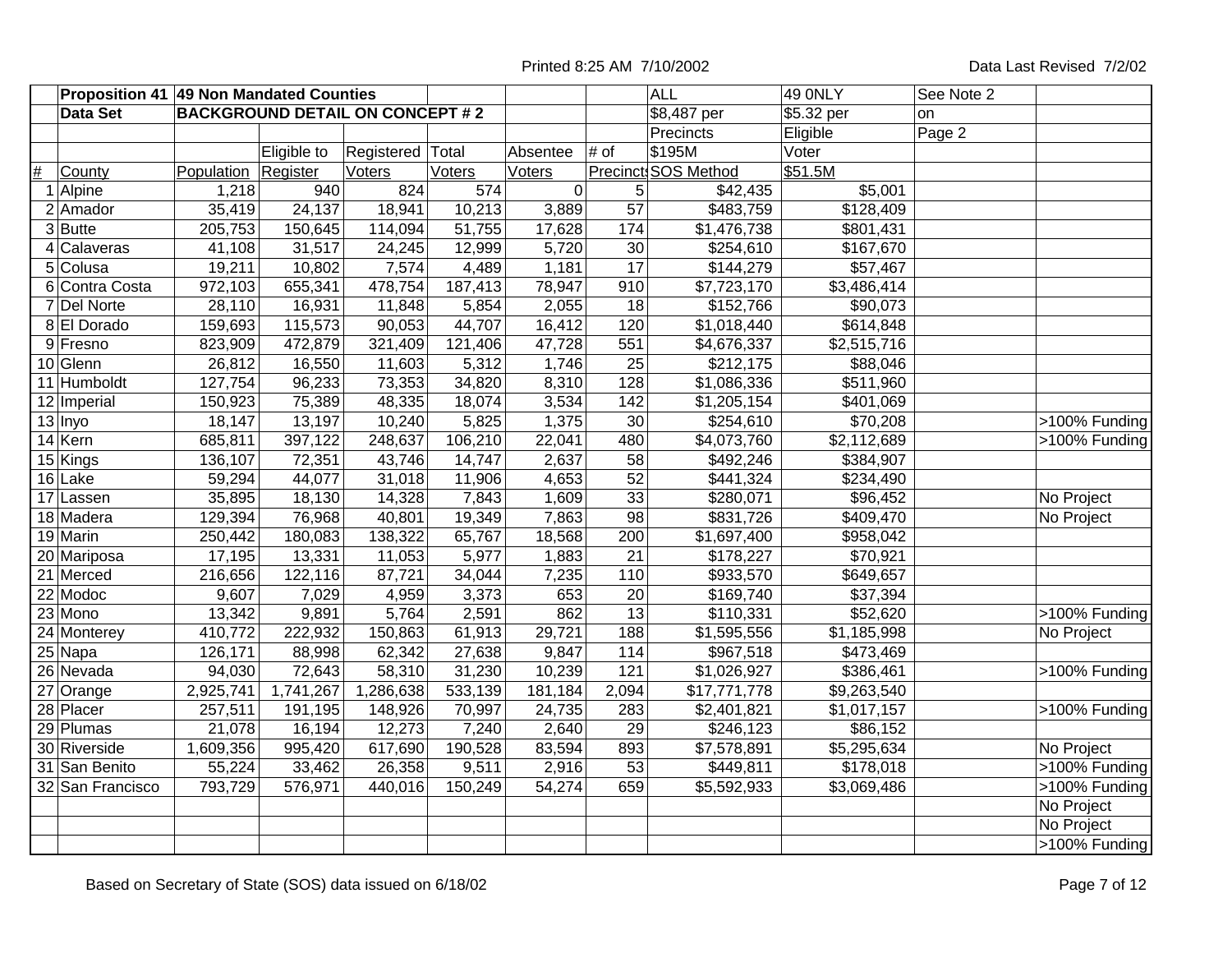Printed 8:25 AM 7/10/2002

Data Last Revised 7/2/02

| | Proposition 41 | 49 Non Mandated Counties | | | | | | ALL | 49 0NLY | See Note 2 | |
|---|---|---|---|---|---|---|---|---|---|---|---|
| | Data Set | BACKGROUND DETAIL ON CONCEPT # 2 | | | | | | $8,487 per | $5.32 per | on | |
| | | | | | | | | Precincts | Eligible | Page 2 | |
| | | | Eligible to | Registered | Total | Absentee | # of | $195M | Voter | | |
| # | County | Population | Register | Voters | Voters | Voters | Precincts | SOS Method | $51.5M | | |
| 1 | Alpine | 1,218 | 940 | 824 | 574 | 0 | 5 | $42,435 | $5,001 | | |
| 2 | Amador | 35,419 | 24,137 | 18,941 | 10,213 | 3,889 | 57 | $483,759 | $128,409 | | |
| 3 | Butte | 205,753 | 150,645 | 114,094 | 51,755 | 17,628 | 174 | $1,476,738 | $801,431 | | |
| 4 | Calaveras | 41,108 | 31,517 | 24,245 | 12,999 | 5,720 | 30 | $254,610 | $167,670 | | |
| 5 | Colusa | 19,211 | 10,802 | 7,574 | 4,489 | 1,181 | 17 | $144,279 | $57,467 | | |
| 6 | Contra Costa | 972,103 | 655,341 | 478,754 | 187,413 | 78,947 | 910 | $7,723,170 | $3,486,414 | | |
| 7 | Del Norte | 28,110 | 16,931 | 11,848 | 5,854 | 2,055 | 18 | $152,766 | $90,073 | | |
| 8 | El Dorado | 159,693 | 115,573 | 90,053 | 44,707 | 16,412 | 120 | $1,018,440 | $614,848 | | |
| 9 | Fresno | 823,909 | 472,879 | 321,409 | 121,406 | 47,728 | 551 | $4,676,337 | $2,515,716 | | |
| 10 | Glenn | 26,812 | 16,550 | 11,603 | 5,312 | 1,746 | 25 | $212,175 | $88,046 | | |
| 11 | Humboldt | 127,754 | 96,233 | 73,353 | 34,820 | 8,310 | 128 | $1,086,336 | $511,960 | | |
| 12 | Imperial | 150,923 | 75,389 | 48,335 | 18,074 | 3,534 | 142 | $1,205,154 | $401,069 | | |
| 13 | Inyo | 18,147 | 13,197 | 10,240 | 5,825 | 1,375 | 30 | $254,610 | $70,208 | | >100% Funding |
| 14 | Kern | 685,811 | 397,122 | 248,637 | 106,210 | 22,041 | 480 | $4,073,760 | $2,112,689 | | >100% Funding |
| 15 | Kings | 136,107 | 72,351 | 43,746 | 14,747 | 2,637 | 58 | $492,246 | $384,907 | | |
| 16 | Lake | 59,294 | 44,077 | 31,018 | 11,906 | 4,653 | 52 | $441,324 | $234,490 | | |
| 17 | Lassen | 35,895 | 18,130 | 14,328 | 7,843 | 1,609 | 33 | $280,071 | $96,452 | | No Project |
| 18 | Madera | 129,394 | 76,968 | 40,801 | 19,349 | 7,863 | 98 | $831,726 | $409,470 | | No Project |
| 19 | Marin | 250,442 | 180,083 | 138,322 | 65,767 | 18,568 | 200 | $1,697,400 | $958,042 | | |
| 20 | Mariposa | 17,195 | 13,331 | 11,053 | 5,977 | 1,883 | 21 | $178,227 | $70,921 | | |
| 21 | Merced | 216,656 | 122,116 | 87,721 | 34,044 | 7,235 | 110 | $933,570 | $649,657 | | |
| 22 | Modoc | 9,607 | 7,029 | 4,959 | 3,373 | 653 | 20 | $169,740 | $37,394 | | |
| 23 | Mono | 13,342 | 9,891 | 5,764 | 2,591 | 862 | 13 | $110,331 | $52,620 | | >100% Funding |
| 24 | Monterey | 410,772 | 222,932 | 150,863 | 61,913 | 29,721 | 188 | $1,595,556 | $1,185,998 | | No Project |
| 25 | Napa | 126,171 | 88,998 | 62,342 | 27,638 | 9,847 | 114 | $967,518 | $473,469 | | |
| 26 | Nevada | 94,030 | 72,643 | 58,310 | 31,230 | 10,239 | 121 | $1,026,927 | $386,461 | | >100% Funding |
| 27 | Orange | 2,925,741 | 1,741,267 | 1,286,638 | 533,139 | 181,184 | 2,094 | $17,771,778 | $9,263,540 | | |
| 28 | Placer | 257,511 | 191,195 | 148,926 | 70,997 | 24,735 | 283 | $2,401,821 | $1,017,157 | | >100% Funding |
| 29 | Plumas | 21,078 | 16,194 | 12,273 | 7,240 | 2,640 | 29 | $246,123 | $86,152 | | |
| 30 | Riverside | 1,609,356 | 995,420 | 617,690 | 190,528 | 83,594 | 893 | $7,578,891 | $5,295,634 | | No Project |
| 31 | San Benito | 55,224 | 33,462 | 26,358 | 9,511 | 2,916 | 53 | $449,811 | $178,018 | | >100% Funding |
| 32 | San Francisco | 793,729 | 576,971 | 440,016 | 150,249 | 54,274 | 659 | $5,592,933 | $3,069,486 | | >100% Funding |
| | | | | | | | | | | | No Project |
| | | | | | | | | | | | No Project |
| | | | | | | | | | | | >100% Funding |

Based on Secretary of State (SOS) data issued on 6/18/02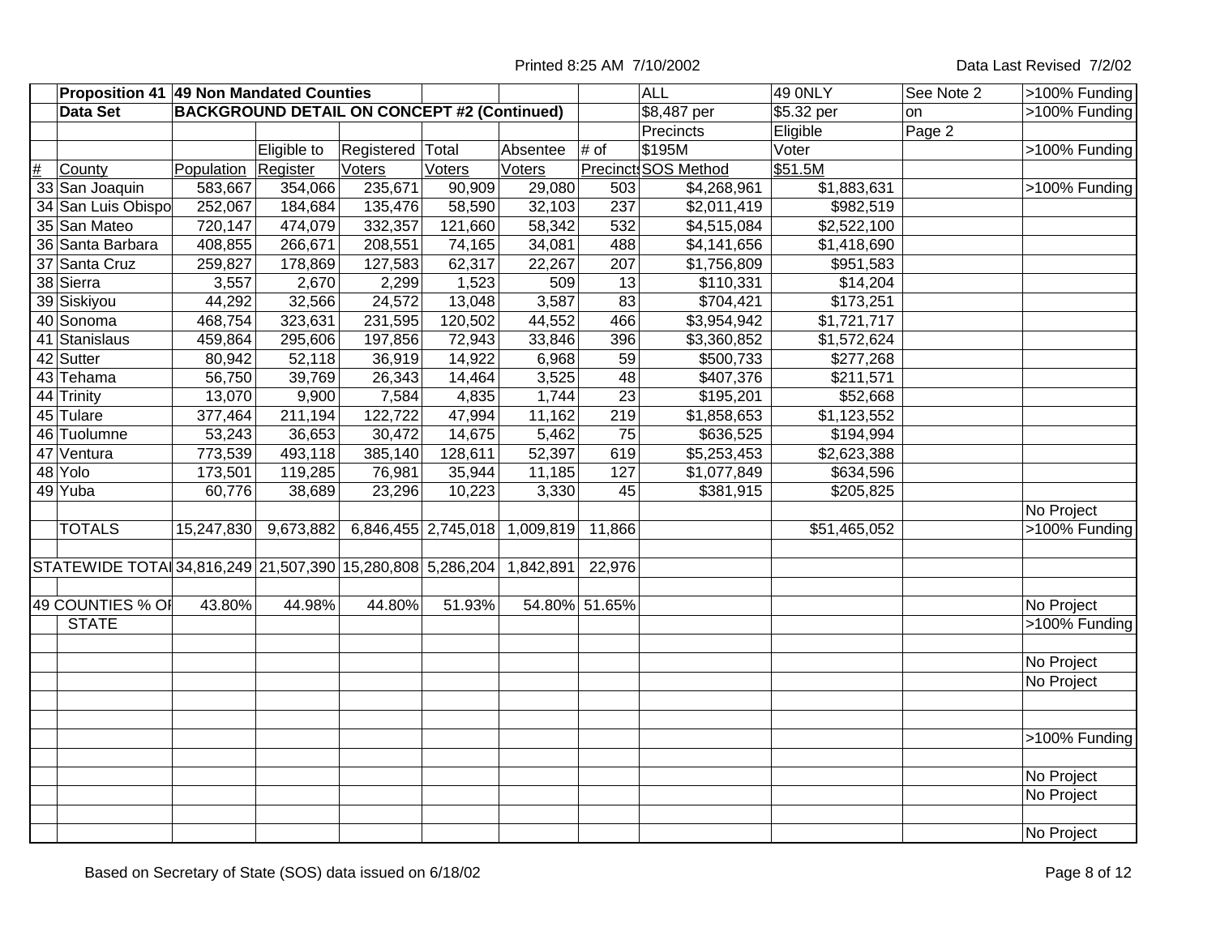Printed 8:25 AM 7/10/2002

Data Last Revised 7/2/02

| | | | | | | | | | | | |
|---|---|---|---|---|---|---|---|---|---|---|---|
| | **Proposition 41** | **49 Non Mandated Counties** | | | | | | ALL | 49 0NLY | See Note 2 | >100% Funding |
| | **Data Set** | **BACKGROUND DETAIL ON CONCEPT #2 (Continued)** | | | | | | $8,487 per | $5.32 per | on | >100% Funding |
| | | | | | | | | Precincts | Eligible | Page 2 | |
| | | | Eligible to | Registered | Total | Absentee | # of | $195M | Voter | | >100% Funding |
| # | County | Population | Register | Voters | Voters | Voters | Precincts | SOS Method | $51.5M | | |
| 33 | San Joaquin | 583,667 | 354,066 | 235,671 | 90,909 | 29,080 | 503 | $4,268,961 | $1,883,631 | | >100% Funding |
| 34 | San Luis Obispo | 252,067 | 184,684 | 135,476 | 58,590 | 32,103 | 237 | $2,011,419 | $982,519 | | |
| 35 | San Mateo | 720,147 | 474,079 | 332,357 | 121,660 | 58,342 | 532 | $4,515,084 | $2,522,100 | | |
| 36 | Santa Barbara | 408,855 | 266,671 | 208,551 | 74,165 | 34,081 | 488 | $4,141,656 | $1,418,690 | | |
| 37 | Santa Cruz | 259,827 | 178,869 | 127,583 | 62,317 | 22,267 | 207 | $1,756,809 | $951,583 | | |
| 38 | Sierra | 3,557 | 2,670 | 2,299 | 1,523 | 509 | 13 | $110,331 | $14,204 | | |
| 39 | Siskiyou | 44,292 | 32,566 | 24,572 | 13,048 | 3,587 | 83 | $704,421 | $173,251 | | |
| 40 | Sonoma | 468,754 | 323,631 | 231,595 | 120,502 | 44,552 | 466 | $3,954,942 | $1,721,717 | | |
| 41 | Stanislaus | 459,864 | 295,606 | 197,856 | 72,943 | 33,846 | 396 | $3,360,852 | $1,572,624 | | |
| 42 | Sutter | 80,942 | 52,118 | 36,919 | 14,922 | 6,968 | 59 | $500,733 | $277,268 | | |
| 43 | Tehama | 56,750 | 39,769 | 26,343 | 14,464 | 3,525 | 48 | $407,376 | $211,571 | | |
| 44 | Trinity | 13,070 | 9,900 | 7,584 | 4,835 | 1,744 | 23 | $195,201 | $52,668 | | |
| 45 | Tulare | 377,464 | 211,194 | 122,722 | 47,994 | 11,162 | 219 | $1,858,653 | $1,123,552 | | |
| 46 | Tuolumne | 53,243 | 36,653 | 30,472 | 14,675 | 5,462 | 75 | $636,525 | $194,994 | | |
| 47 | Ventura | 773,539 | 493,118 | 385,140 | 128,611 | 52,397 | 619 | $5,253,453 | $2,623,388 | | |
| 48 | Yolo | 173,501 | 119,285 | 76,981 | 35,944 | 11,185 | 127 | $1,077,849 | $634,596 | | |
| 49 | Yuba | 60,776 | 38,689 | 23,296 | 10,223 | 3,330 | 45 | $381,915 | $205,825 | | |
| | | | | | | | | | | | No Project |
| | TOTALS | 15,247,830 | 9,673,882 | 6,846,455 | 2,745,018 | 1,009,819 | 11,866 | | $51,465,052 | | >100% Funding |
| | | | | | | | | | | | |
| | STATEWIDE TOTAL | 34,816,249 | 21,507,390 | 15,280,808 | 5,286,204 | 1,842,891 | 22,976 | | | | |
| | | | | | | | | | | | |
| | 49 COUNTIES % OF | 43.80% | 44.98% | 44.80% | 51.93% | 54.80% | 51.65% | | | | No Project |
| | STATE | | | | | | | | | | >100% Funding |
| | | | | | | | | | | | |
| | | | | | | | | | | | No Project |
| | | | | | | | | | | | No Project |
| | | | | | | | | | | | |
| | | | | | | | | | | | |
| | | | | | | | | | | | >100% Funding |
| | | | | | | | | | | | |
| | | | | | | | | | | | No Project |
| | | | | | | | | | | | No Project |
| | | | | | | | | | | | |
| | | | | | | | | | | | No Project |

Based on Secretary of State (SOS) data issued on 6/18/02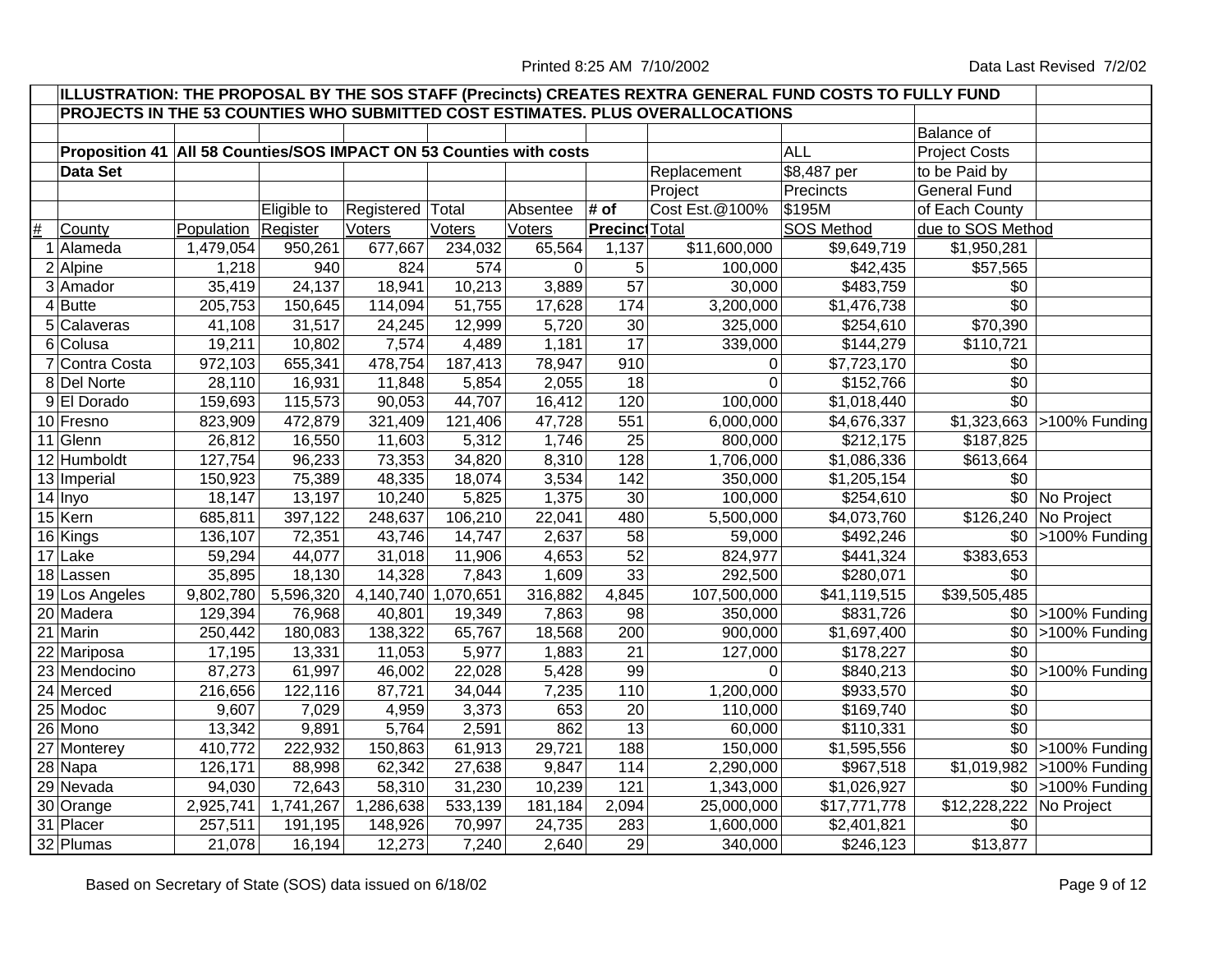| ILLUSTRATION: THE PROPOSAL BY THE SOS STAFF (Precincts) CREATES REXTRA GENERAL FUND COSTS TO FULLY FUND | | | | | | | | | | | |
|---|---|---|---|---|---|---|---|---|---|---|---|
| PROJECTS IN THE 53 COUNTIES WHO SUBMITTED COST ESTIMATES. PLUS OVERALLOCATIONS | | | | | | | | | | | |
| | | | | | | | | | | Balance of | |
| | **Proposition 41** | **All 58 Counties/SOS IMPACT ON 53 Counties with costs** | | | | | | | ALL | Project Costs | |
| | **Data Set** | | | | | | | Replacement | $8,487 per | to be Paid by | |
| | | | | | | | | Project | Precincts | General Fund | |
| | | | Eligible to | Registered | Total | Absentee | # of | Cost Est.@100% | $195M | of Each County | |
| # | County | Population | Register | Voters | Voters | Voters | Precinct | Total | SOS Method | due to SOS Method | |
| 1 | Alameda | 1,479,054 | 950,261 | 677,667 | 234,032 | 65,564 | 1,137 | $11,600,000 | $9,649,719 | $1,950,281 | |
| 2 | Alpine | 1,218 | 940 | 824 | 574 | 0 | 5 | 100,000 | $42,435 | $57,565 | |
| 3 | Amador | 35,419 | 24,137 | 18,941 | 10,213 | 3,889 | 57 | 30,000 | $483,759 | $0 | |
| 4 | Butte | 205,753 | 150,645 | 114,094 | 51,755 | 17,628 | 174 | 3,200,000 | $1,476,738 | $0 | |
| 5 | Calaveras | 41,108 | 31,517 | 24,245 | 12,999 | 5,720 | 30 | 325,000 | $254,610 | $70,390 | |
| 6 | Colusa | 19,211 | 10,802 | 7,574 | 4,489 | 1,181 | 17 | 339,000 | $144,279 | $110,721 | |
| 7 | Contra Costa | 972,103 | 655,341 | 478,754 | 187,413 | 78,947 | 910 | 0 | $7,723,170 | $0 | |
| 8 | Del Norte | 28,110 | 16,931 | 11,848 | 5,854 | 2,055 | 18 | 0 | $152,766 | $0 | |
| 9 | El Dorado | 159,693 | 115,573 | 90,053 | 44,707 | 16,412 | 120 | 100,000 | $1,018,440 | $0 | |
| 10 | Fresno | 823,909 | 472,879 | 321,409 | 121,406 | 47,728 | 551 | 6,000,000 | $4,676,337 | $1,323,663 | >100% Funding |
| 11 | Glenn | 26,812 | 16,550 | 11,603 | 5,312 | 1,746 | 25 | 800,000 | $212,175 | $187,825 | |
| 12 | Humboldt | 127,754 | 96,233 | 73,353 | 34,820 | 8,310 | 128 | 1,706,000 | $1,086,336 | $613,664 | |
| 13 | Imperial | 150,923 | 75,389 | 48,335 | 18,074 | 3,534 | 142 | 350,000 | $1,205,154 | $0 | |
| 14 | Inyo | 18,147 | 13,197 | 10,240 | 5,825 | 1,375 | 30 | 100,000 | $254,610 | $0 | No Project |
| 15 | Kern | 685,811 | 397,122 | 248,637 | 106,210 | 22,041 | 480 | 5,500,000 | $4,073,760 | $126,240 | No Project |
| 16 | Kings | 136,107 | 72,351 | 43,746 | 14,747 | 2,637 | 58 | 59,000 | $492,246 | $0 | >100% Funding |
| 17 | Lake | 59,294 | 44,077 | 31,018 | 11,906 | 4,653 | 52 | 824,977 | $441,324 | $383,653 | |
| 18 | Lassen | 35,895 | 18,130 | 14,328 | 7,843 | 1,609 | 33 | 292,500 | $280,071 | $0 | |
| 19 | Los Angeles | 9,802,780 | 5,596,320 | 4,140,740 | 1,070,651 | 316,882 | 4,845 | 107,500,000 | $41,119,515 | $39,505,485 | |
| 20 | Madera | 129,394 | 76,968 | 40,801 | 19,349 | 7,863 | 98 | 350,000 | $831,726 | $0 | >100% Funding |
| 21 | Marin | 250,442 | 180,083 | 138,322 | 65,767 | 18,568 | 200 | 900,000 | $1,697,400 | $0 | >100% Funding |
| 22 | Mariposa | 17,195 | 13,331 | 11,053 | 5,977 | 1,883 | 21 | 127,000 | $178,227 | $0 | |
| 23 | Mendocino | 87,273 | 61,997 | 46,002 | 22,028 | 5,428 | 99 | 0 | $840,213 | $0 | >100% Funding |
| 24 | Merced | 216,656 | 122,116 | 87,721 | 34,044 | 7,235 | 110 | 1,200,000 | $933,570 | $0 | |
| 25 | Modoc | 9,607 | 7,029 | 4,959 | 3,373 | 653 | 20 | 110,000 | $169,740 | $0 | |
| 26 | Mono | 13,342 | 9,891 | 5,764 | 2,591 | 862 | 13 | 60,000 | $110,331 | $0 | |
| 27 | Monterey | 410,772 | 222,932 | 150,863 | 61,913 | 29,721 | 188 | 150,000 | $1,595,556 | $0 | >100% Funding |
| 28 | Napa | 126,171 | 88,998 | 62,342 | 27,638 | 9,847 | 114 | 2,290,000 | $967,518 | $1,019,982 | >100% Funding |
| 29 | Nevada | 94,030 | 72,643 | 58,310 | 31,230 | 10,239 | 121 | 1,343,000 | $1,026,927 | $0 | >100% Funding |
| 30 | Orange | 2,925,741 | 1,741,267 | 1,286,638 | 533,139 | 181,184 | 2,094 | 25,000,000 | $17,771,778 | $12,228,222 | No Project |
| 31 | Placer | 257,511 | 191,195 | 148,926 | 70,997 | 24,735 | 283 | 1,600,000 | $2,401,821 | $0 | |
| 32 | Plumas | 21,078 | 16,194 | 12,273 | 7,240 | 2,640 | 29 | 340,000 | $246,123 | $13,877 | |

Based on Secretary of State (SOS) data issued on 6/18/02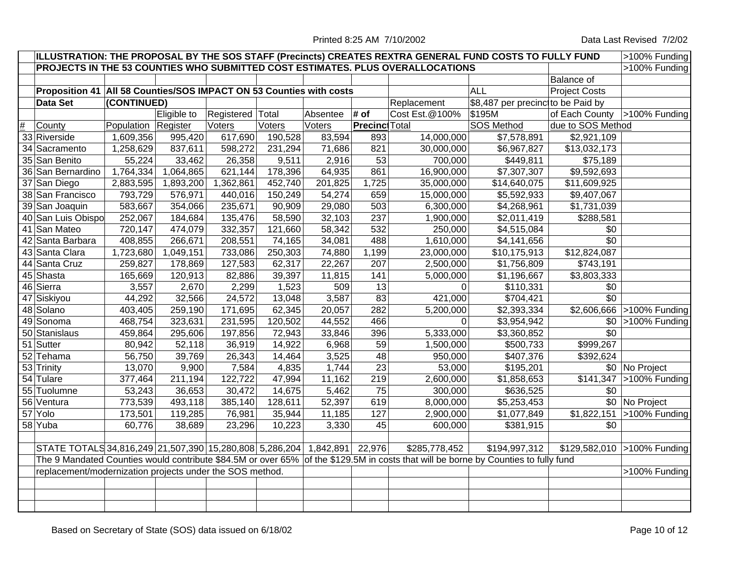| # | County | Population | Eligible to Register | Registered Voters | Total Voters | Absentee Voters | # of Precinct | Replacement Cost Est.@100% Total | ALL $8,487 per precinct $195M SOS Method | Balance of Project Costs to be Paid by of Each County due to SOS Method | >100% Funding |
|---|---|---|---|---|---|---|---|---|---|---|---|
| | **ILLUSTRATION: THE PROPOSAL BY THE SOS STAFF (Precincts) CREATES REXTRA GENERAL FUND COSTS TO FULLY FUND** | | | | | | | | | | >100% Funding |
| | **PROJECTS IN THE 53 COUNTIES WHO SUBMITTED COST ESTIMATES. PLUS OVERALLOCATIONS** | | | | | | | | | | >100% Funding |
| | **Proposition 41** | **All 58 Counties/SOS IMPACT ON 53 Counties with costs** | | | | | | | | | |
| | **Data Set** | **(CONTINUED)** | | | | | | | | | |
| 33 | Riverside | 1,609,356 | 995,420 | 617,690 | 190,528 | 83,594 | 893 | 14,000,000 | $7,578,891 | $2,921,109 | |
| 34 | Sacramento | 1,258,629 | 837,611 | 598,272 | 231,294 | 71,686 | 821 | 30,000,000 | $6,967,827 | $13,032,173 | |
| 35 | San Benito | 55,224 | 33,462 | 26,358 | 9,511 | 2,916 | 53 | 700,000 | $449,811 | $75,189 | |
| 36 | San Bernardino | 1,764,334 | 1,064,865 | 621,144 | 178,396 | 64,935 | 861 | 16,900,000 | $7,307,307 | $9,592,693 | |
| 37 | San Diego | 2,883,595 | 1,893,200 | 1,362,861 | 452,740 | 201,825 | 1,725 | 35,000,000 | $14,640,075 | $11,609,925 | |
| 38 | San Francisco | 793,729 | 576,971 | 440,016 | 150,249 | 54,274 | 659 | 15,000,000 | $5,592,933 | $9,407,067 | |
| 39 | San Joaquin | 583,667 | 354,066 | 235,671 | 90,909 | 29,080 | 503 | 6,300,000 | $4,268,961 | $1,731,039 | |
| 40 | San Luis Obispo | 252,067 | 184,684 | 135,476 | 58,590 | 32,103 | 237 | 1,900,000 | $2,011,419 | $288,581 | |
| 41 | San Mateo | 720,147 | 474,079 | 332,357 | 121,660 | 58,342 | 532 | 250,000 | $4,515,084 | $0 | |
| 42 | Santa Barbara | 408,855 | 266,671 | 208,551 | 74,165 | 34,081 | 488 | 1,610,000 | $4,141,656 | $0 | |
| 43 | Santa Clara | 1,723,680 | 1,049,151 | 733,086 | 250,303 | 74,880 | 1,199 | 23,000,000 | $10,175,913 | $12,824,087 | |
| 44 | Santa Cruz | 259,827 | 178,869 | 127,583 | 62,317 | 22,267 | 207 | 2,500,000 | $1,756,809 | $743,191 | |
| 45 | Shasta | 165,669 | 120,913 | 82,886 | 39,397 | 11,815 | 141 | 5,000,000 | $1,196,667 | $3,803,333 | |
| 46 | Sierra | 3,557 | 2,670 | 2,299 | 1,523 | 509 | 13 | 0 | $110,331 | $0 | |
| 47 | Siskiyou | 44,292 | 32,566 | 24,572 | 13,048 | 3,587 | 83 | 421,000 | $704,421 | $0 | |
| 48 | Solano | 403,405 | 259,190 | 171,695 | 62,345 | 20,057 | 282 | 5,200,000 | $2,393,334 | $2,606,666 | >100% Funding |
| 49 | Sonoma | 468,754 | 323,631 | 231,595 | 120,502 | 44,552 | 466 | 0 | $3,954,942 | $0 | >100% Funding |
| 50 | Stanislaus | 459,864 | 295,606 | 197,856 | 72,943 | 33,846 | 396 | 5,333,000 | $3,360,852 | $0 | |
| 51 | Sutter | 80,942 | 52,118 | 36,919 | 14,922 | 6,968 | 59 | 1,500,000 | $500,733 | $999,267 | |
| 52 | Tehama | 56,750 | 39,769 | 26,343 | 14,464 | 3,525 | 48 | 950,000 | $407,376 | $392,624 | |
| 53 | Trinity | 13,070 | 9,900 | 7,584 | 4,835 | 1,744 | 23 | 53,000 | $195,201 | $0 | No Project |
| 54 | Tulare | 377,464 | 211,194 | 122,722 | 47,994 | 11,162 | 219 | 2,600,000 | $1,858,653 | $141,347 | >100% Funding |
| 55 | Tuolumne | 53,243 | 36,653 | 30,472 | 14,675 | 5,462 | 75 | 300,000 | $636,525 | $0 | |
| 56 | Ventura | 773,539 | 493,118 | 385,140 | 128,611 | 52,397 | 619 | 8,000,000 | $5,253,453 | $0 | No Project |
| 57 | Yolo | 173,501 | 119,285 | 76,981 | 35,944 | 11,185 | 127 | 2,900,000 | $1,077,849 | $1,822,151 | >100% Funding |
| 58 | Yuba | 60,776 | 38,689 | 23,296 | 10,223 | 3,330 | 45 | 600,000 | $381,915 | $0 | |
| | STATE TOTALS | 34,816,249 | 21,507,390 | 15,280,808 | 5,286,204 | 1,842,891 | 22,976 | $285,778,452 | $194,997,312 | $129,582,010 | >100% Funding |
| | The 9 Mandated Counties would contribute $84.5M or over 65% of the $129.5M in costs that will be borne by Counties to fully fund | | | | | | | | | | |
| | replacement/modernization projects under the SOS method. | | | | | | | | | | >100% Funding |

Based on Secretary of State (SOS) data issued on 6/18/02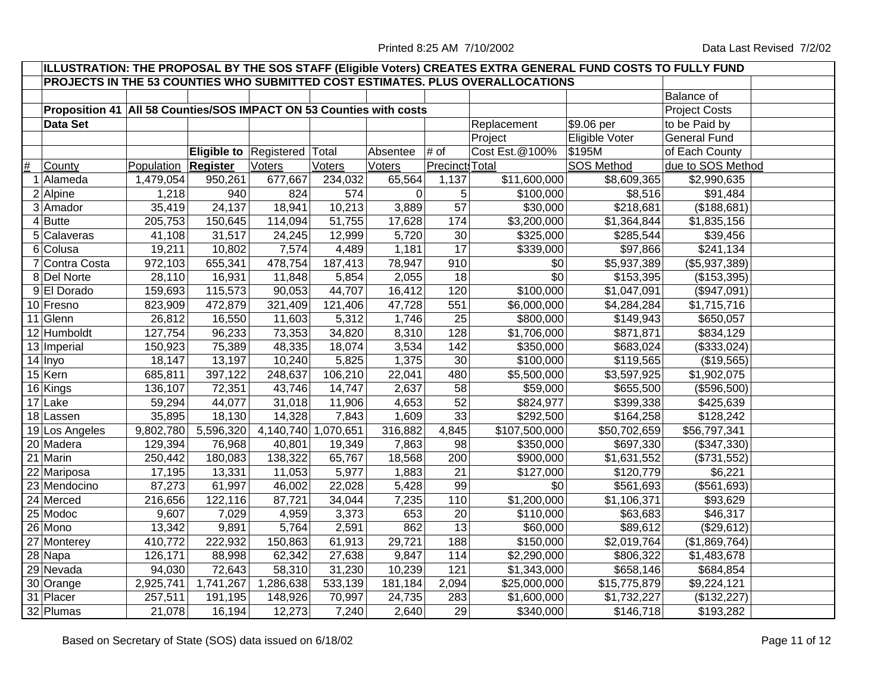| | ILLUSTRATION: THE PROPOSAL BY THE SOS STAFF (Eligible Voters) CREATES EXTRA GENERAL FUND COSTS TO FULLY FUND PROJECTS IN THE 53 COUNTIES WHO SUBMITTED COST ESTIMATES. PLUS OVERALLOCATIONS | | | | | | | | | |
|---|---|---|---|---|---|---|---|---|---|---|
| | | | | | | | | | | Balance of |
| | **Proposition 41** | **All 58 Counties/SOS IMPACT ON 53 Counties with costs** | | | | | | | | Project Costs |
| | **Data Set** | | | | | | | Replacement | $9.06 per | to be Paid by |
| | | | | | | | | Project | Eligible Voter | General Fund |
| | | | **Eligible to** | Registered | Total | Absentee | # of | Cost Est.@100% | $195M | of Each County |
| # | County | Population | **Register** | Voters | Voters | Voters | Precincts | Total | SOS Method | due to SOS Method |
| 1 | Alameda | 1,479,054 | 950,261 | 677,667 | 234,032 | 65,564 | 1,137 | $11,600,000 | $8,609,365 | $2,990,635 |
| 2 | Alpine | 1,218 | 940 | 824 | 574 | 0 | 5 | $100,000 | $8,516 | $91,484 |
| 3 | Amador | 35,419 | 24,137 | 18,941 | 10,213 | 3,889 | 57 | $30,000 | $218,681 | ($188,681) |
| 4 | Butte | 205,753 | 150,645 | 114,094 | 51,755 | 17,628 | 174 | $3,200,000 | $1,364,844 | $1,835,156 |
| 5 | Calaveras | 41,108 | 31,517 | 24,245 | 12,999 | 5,720 | 30 | $325,000 | $285,544 | $39,456 |
| 6 | Colusa | 19,211 | 10,802 | 7,574 | 4,489 | 1,181 | 17 | $339,000 | $97,866 | $241,134 |
| 7 | Contra Costa | 972,103 | 655,341 | 478,754 | 187,413 | 78,947 | 910 | $0 | $5,937,389 | ($5,937,389) |
| 8 | Del Norte | 28,110 | 16,931 | 11,848 | 5,854 | 2,055 | 18 | $0 | $153,395 | ($153,395) |
| 9 | El Dorado | 159,693 | 115,573 | 90,053 | 44,707 | 16,412 | 120 | $100,000 | $1,047,091 | ($947,091) |
| 10 | Fresno | 823,909 | 472,879 | 321,409 | 121,406 | 47,728 | 551 | $6,000,000 | $4,284,284 | $1,715,716 |
| 11 | Glenn | 26,812 | 16,550 | 11,603 | 5,312 | 1,746 | 25 | $800,000 | $149,943 | $650,057 |
| 12 | Humboldt | 127,754 | 96,233 | 73,353 | 34,820 | 8,310 | 128 | $1,706,000 | $871,871 | $834,129 |
| 13 | Imperial | 150,923 | 75,389 | 48,335 | 18,074 | 3,534 | 142 | $350,000 | $683,024 | ($333,024) |
| 14 | Inyo | 18,147 | 13,197 | 10,240 | 5,825 | 1,375 | 30 | $100,000 | $119,565 | ($19,565) |
| 15 | Kern | 685,811 | 397,122 | 248,637 | 106,210 | 22,041 | 480 | $5,500,000 | $3,597,925 | $1,902,075 |
| 16 | Kings | 136,107 | 72,351 | 43,746 | 14,747 | 2,637 | 58 | $59,000 | $655,500 | ($596,500) |
| 17 | Lake | 59,294 | 44,077 | 31,018 | 11,906 | 4,653 | 52 | $824,977 | $399,338 | $425,639 |
| 18 | Lassen | 35,895 | 18,130 | 14,328 | 7,843 | 1,609 | 33 | $292,500 | $164,258 | $128,242 |
| 19 | Los Angeles | 9,802,780 | 5,596,320 | 4,140,740 | 1,070,651 | 316,882 | 4,845 | $107,500,000 | $50,702,659 | $56,797,341 |
| 20 | Madera | 129,394 | 76,968 | 40,801 | 19,349 | 7,863 | 98 | $350,000 | $697,330 | ($347,330) |
| 21 | Marin | 250,442 | 180,083 | 138,322 | 65,767 | 18,568 | 200 | $900,000 | $1,631,552 | ($731,552) |
| 22 | Mariposa | 17,195 | 13,331 | 11,053 | 5,977 | 1,883 | 21 | $127,000 | $120,779 | $6,221 |
| 23 | Mendocino | 87,273 | 61,997 | 46,002 | 22,028 | 5,428 | 99 | $0 | $561,693 | ($561,693) |
| 24 | Merced | 216,656 | 122,116 | 87,721 | 34,044 | 7,235 | 110 | $1,200,000 | $1,106,371 | $93,629 |
| 25 | Modoc | 9,607 | 7,029 | 4,959 | 3,373 | 653 | 20 | $110,000 | $63,683 | $46,317 |
| 26 | Mono | 13,342 | 9,891 | 5,764 | 2,591 | 862 | 13 | $60,000 | $89,612 | ($29,612) |
| 27 | Monterey | 410,772 | 222,932 | 150,863 | 61,913 | 29,721 | 188 | $150,000 | $2,019,764 | ($1,869,764) |
| 28 | Napa | 126,171 | 88,998 | 62,342 | 27,638 | 9,847 | 114 | $2,290,000 | $806,322 | $1,483,678 |
| 29 | Nevada | 94,030 | 72,643 | 58,310 | 31,230 | 10,239 | 121 | $1,343,000 | $658,146 | $684,854 |
| 30 | Orange | 2,925,741 | 1,741,267 | 1,286,638 | 533,139 | 181,184 | 2,094 | $25,000,000 | $15,775,879 | $9,224,121 |
| 31 | Placer | 257,511 | 191,195 | 148,926 | 70,997 | 24,735 | 283 | $1,600,000 | $1,732,227 | ($132,227) |
| 32 | Plumas | 21,078 | 16,194 | 12,273 | 7,240 | 2,640 | 29 | $340,000 | $146,718 | $193,282 |

Based on Secretary of State (SOS) data issued on 6/18/02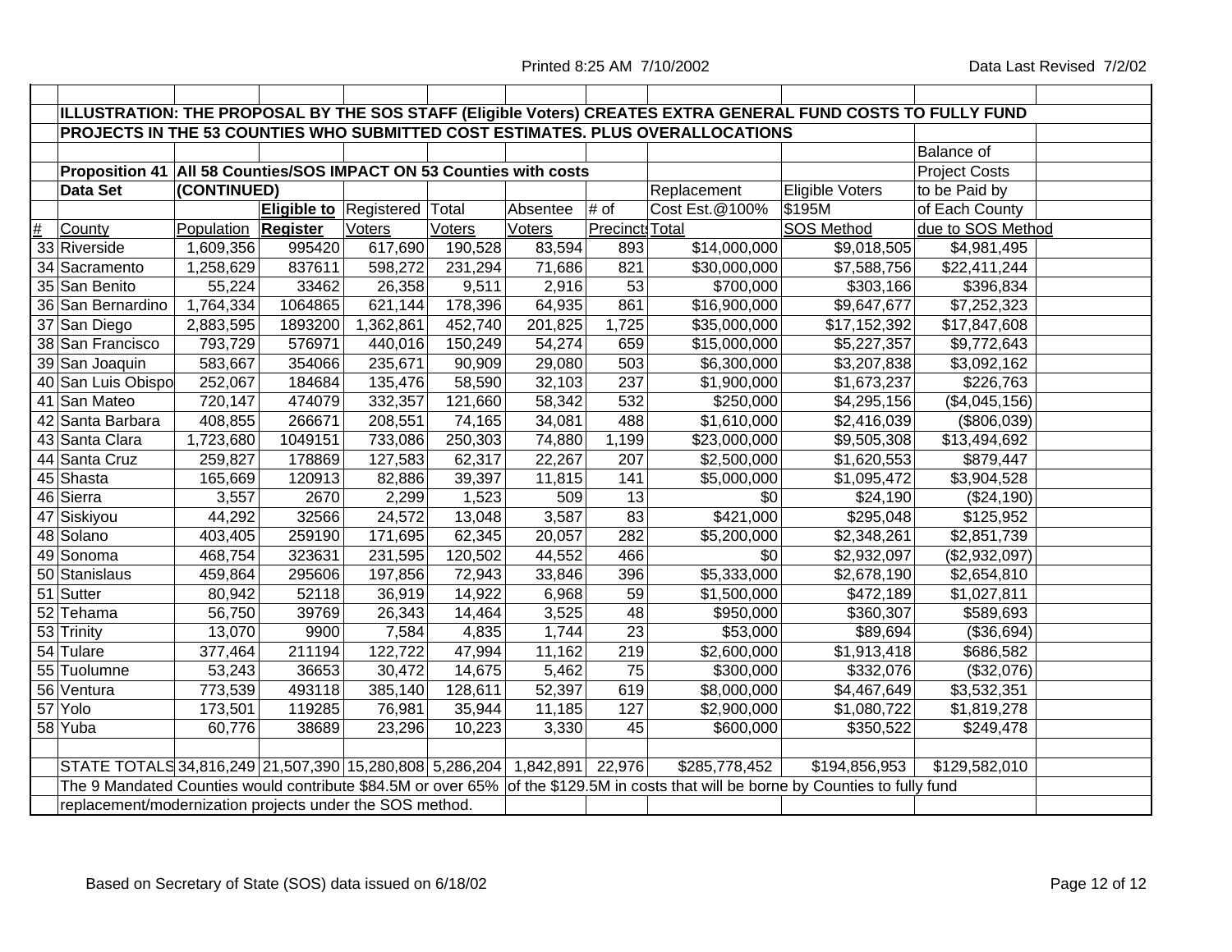ILLUSTRATION: THE PROPOSAL BY THE SOS STAFF (Eligible Voters) CREATES EXTRA GENERAL FUND COSTS TO FULLY FUND PROJECTS IN THE 53 COUNTIES WHO SUBMITTED COST ESTIMATES. PLUS OVERALLOCATIONS

**Proposition 41** **All 58 Counties/SOS IMPACT ON 53 Counties with costs**

**Data Set** **(CONTINUED)**

| # | County | Population | Eligible to Register | Registered Voters | Total Voters | Absentee Voters | # of Precincts | Replacement Cost Est.@100% Total | Eligible Voters $195M SOS Method | Balance of Project Costs to be Paid by of Each County due to SOS Method |
|---|---|---|---|---|---|---|---|---|---|---|
| 33 | Riverside | 1,609,356 | 995420 | 617,690 | 190,528 | 83,594 | 893 | $14,000,000 | $9,018,505 | $4,981,495 |
| 34 | Sacramento | 1,258,629 | 837611 | 598,272 | 231,294 | 71,686 | 821 | $30,000,000 | $7,588,756 | $22,411,244 |
| 35 | San Benito | 55,224 | 33462 | 26,358 | 9,511 | 2,916 | 53 | $700,000 | $303,166 | $396,834 |
| 36 | San Bernardino | 1,764,334 | 1064865 | 621,144 | 178,396 | 64,935 | 861 | $16,900,000 | $9,647,677 | $7,252,323 |
| 37 | San Diego | 2,883,595 | 1893200 | 1,362,861 | 452,740 | 201,825 | 1,725 | $35,000,000 | $17,152,392 | $17,847,608 |
| 38 | San Francisco | 793,729 | 576971 | 440,016 | 150,249 | 54,274 | 659 | $15,000,000 | $5,227,357 | $9,772,643 |
| 39 | San Joaquin | 583,667 | 354066 | 235,671 | 90,909 | 29,080 | 503 | $6,300,000 | $3,207,838 | $3,092,162 |
| 40 | San Luis Obispo | 252,067 | 184684 | 135,476 | 58,590 | 32,103 | 237 | $1,900,000 | $1,673,237 | $226,763 |
| 41 | San Mateo | 720,147 | 474079 | 332,357 | 121,660 | 58,342 | 532 | $250,000 | $4,295,156 | ($4,045,156) |
| 42 | Santa Barbara | 408,855 | 266671 | 208,551 | 74,165 | 34,081 | 488 | $1,610,000 | $2,416,039 | ($806,039) |
| 43 | Santa Clara | 1,723,680 | 1049151 | 733,086 | 250,303 | 74,880 | 1,199 | $23,000,000 | $9,505,308 | $13,494,692 |
| 44 | Santa Cruz | 259,827 | 178869 | 127,583 | 62,317 | 22,267 | 207 | $2,500,000 | $1,620,553 | $879,447 |
| 45 | Shasta | 165,669 | 120913 | 82,886 | 39,397 | 11,815 | 141 | $5,000,000 | $1,095,472 | $3,904,528 |
| 46 | Sierra | 3,557 | 2670 | 2,299 | 1,523 | 509 | 13 | $0 | $24,190 | ($24,190) |
| 47 | Siskiyou | 44,292 | 32566 | 24,572 | 13,048 | 3,587 | 83 | $421,000 | $295,048 | $125,952 |
| 48 | Solano | 403,405 | 259190 | 171,695 | 62,345 | 20,057 | 282 | $5,200,000 | $2,348,261 | $2,851,739 |
| 49 | Sonoma | 468,754 | 323631 | 231,595 | 120,502 | 44,552 | 466 | $0 | $2,932,097 | ($2,932,097) |
| 50 | Stanislaus | 459,864 | 295606 | 197,856 | 72,943 | 33,846 | 396 | $5,333,000 | $2,678,190 | $2,654,810 |
| 51 | Sutter | 80,942 | 52118 | 36,919 | 14,922 | 6,968 | 59 | $1,500,000 | $472,189 | $1,027,811 |
| 52 | Tehama | 56,750 | 39769 | 26,343 | 14,464 | 3,525 | 48 | $950,000 | $360,307 | $589,693 |
| 53 | Trinity | 13,070 | 9900 | 7,584 | 4,835 | 1,744 | 23 | $53,000 | $89,694 | ($36,694) |
| 54 | Tulare | 377,464 | 211194 | 122,722 | 47,994 | 11,162 | 219 | $2,600,000 | $1,913,418 | $686,582 |
| 55 | Tuolumne | 53,243 | 36653 | 30,472 | 14,675 | 5,462 | 75 | $300,000 | $332,076 | ($32,076) |
| 56 | Ventura | 773,539 | 493118 | 385,140 | 128,611 | 52,397 | 619 | $8,000,000 | $4,467,649 | $3,532,351 |
| 57 | Yolo | 173,501 | 119285 | 76,981 | 35,944 | 11,185 | 127 | $2,900,000 | $1,080,722 | $1,819,278 |
| 58 | Yuba | 60,776 | 38689 | 23,296 | 10,223 | 3,330 | 45 | $600,000 | $350,522 | $249,478 |
| | STATE TOTALS | 34,816,249 | 21,507,390 | 15,280,808 | 5,286,204 | 1,842,891 | 22,976 | $285,778,452 | $194,856,953 | $129,582,010 |

The 9 Mandated Counties would contribute $84.5M or over 65% of the $129.5M in costs that will be borne by Counties to fully fund replacement/modernization projects under the SOS method.

Based on Secretary of State (SOS) data issued on 6/18/02